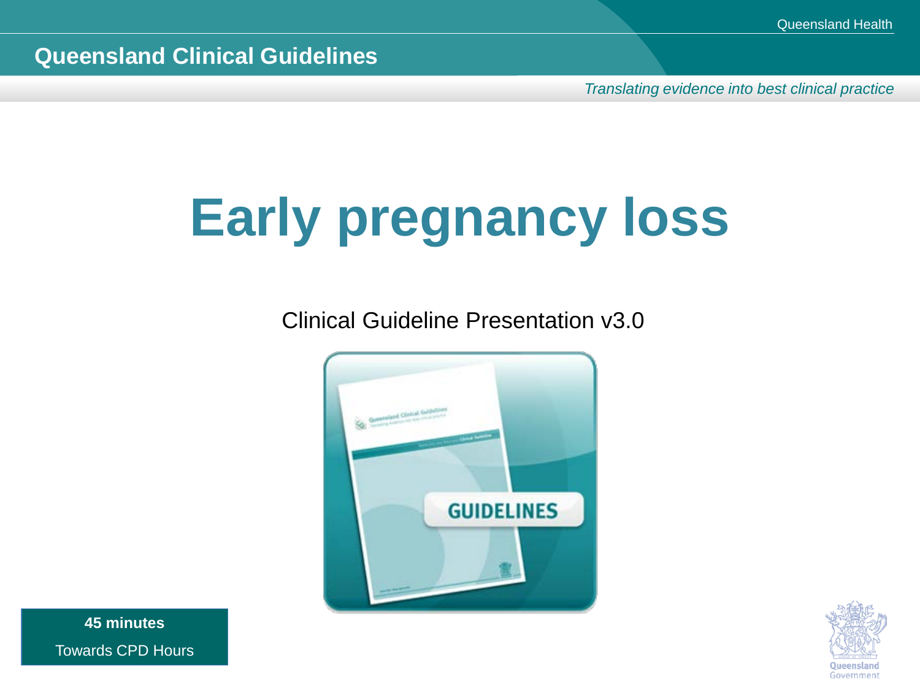Queensland Clinical Guidelines

*Translating evidence into best clinical practice*

# Early pregnancy loss

Clinical Guideline Presentation v3.0

**45 minutes**

Towards CPD Hours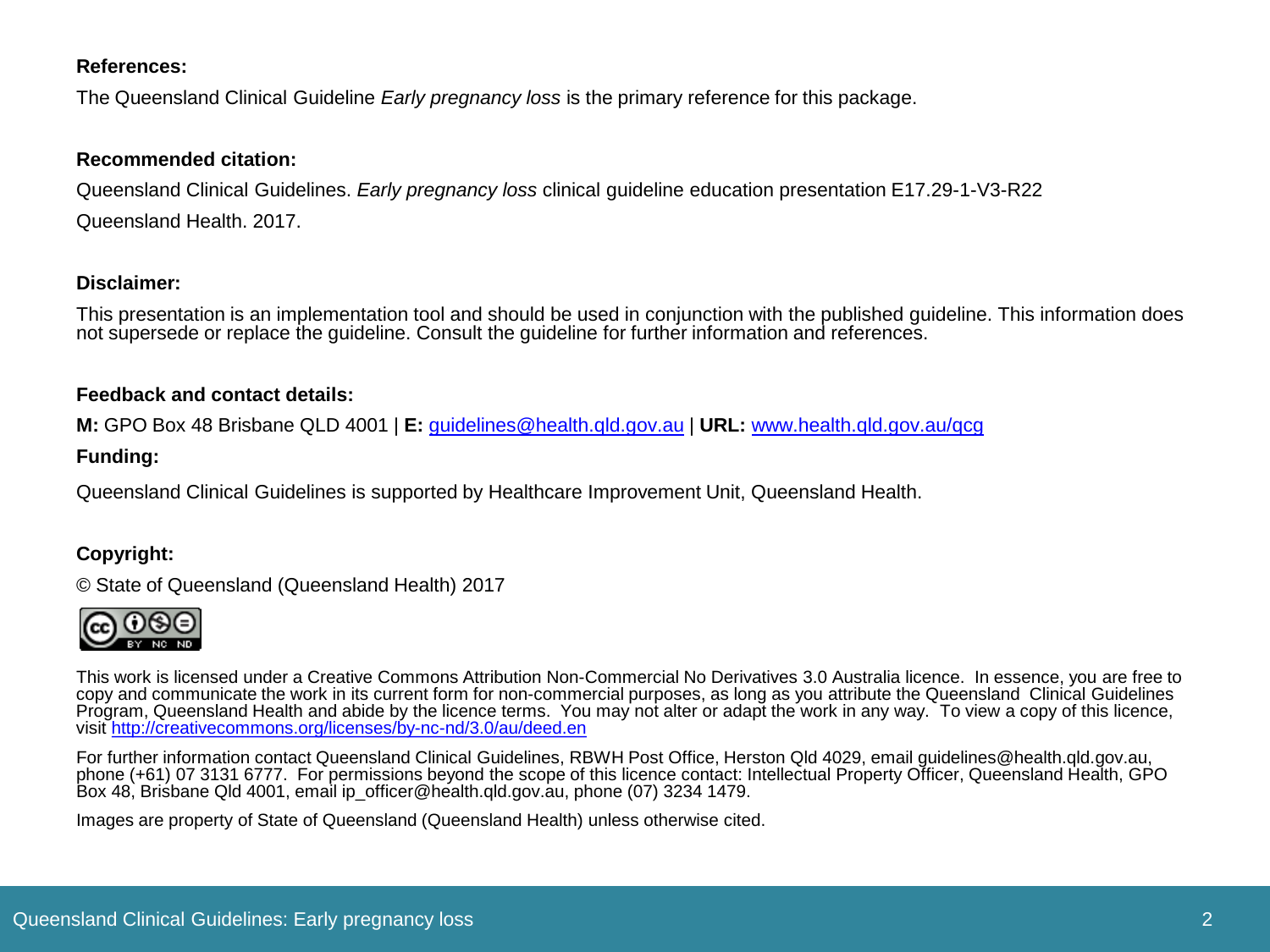**References:**

The Queensland Clinical Guideline *Early pregnancy loss* is the primary reference for this package.

**Recommended citation:**

Queensland Clinical Guidelines. *Early pregnancy loss* clinical guideline education presentation E17.29-1-V3-R22

Queensland Health. 2017.

**Disclaimer:**

This presentation is an implementation tool and should be used in conjunction with the published guideline. This information does not supersede or replace the guideline. Consult the guideline for further information and references.

**Feedback and contact details:**

**M:** GPO Box 48 Brisbane QLD 4001 | **E:** guidelines@health.qld.gov.au | **URL:** www.health.qld.gov.au/qcg

**Funding:**

Queensland Clinical Guidelines is supported by Healthcare Improvement Unit, Queensland Health.

**Copyright:**

© State of Queensland (Queensland Health) 2017

This work is licensed under a Creative Commons Attribution Non-Commercial No Derivatives 3.0 Australia licence. In essence, you are free to copy and communicate the work in its current form for non-commercial purposes, as long as you attribute the Queensland Clinical Guidelines Program, Queensland Health and abide by the licence terms. You may not alter or adapt the work in any way. To view a copy of this licence, visit http://creativecommons.org/licenses/by-nc-nd/3.0/au/deed.en

For further information contact Queensland Clinical Guidelines, RBWH Post Office, Herston Qld 4029, email guidelines@health.qld.gov.au, phone (+61) 07 3131 6777. For permissions beyond the scope of this licence contact: Intellectual Property Officer, Queensland Health, GPO Box 48, Brisbane Qld 4001, email ip_officer@health.qld.gov.au, phone (07) 3234 1479.

Images are property of State of Queensland (Queensland Health) unless otherwise cited.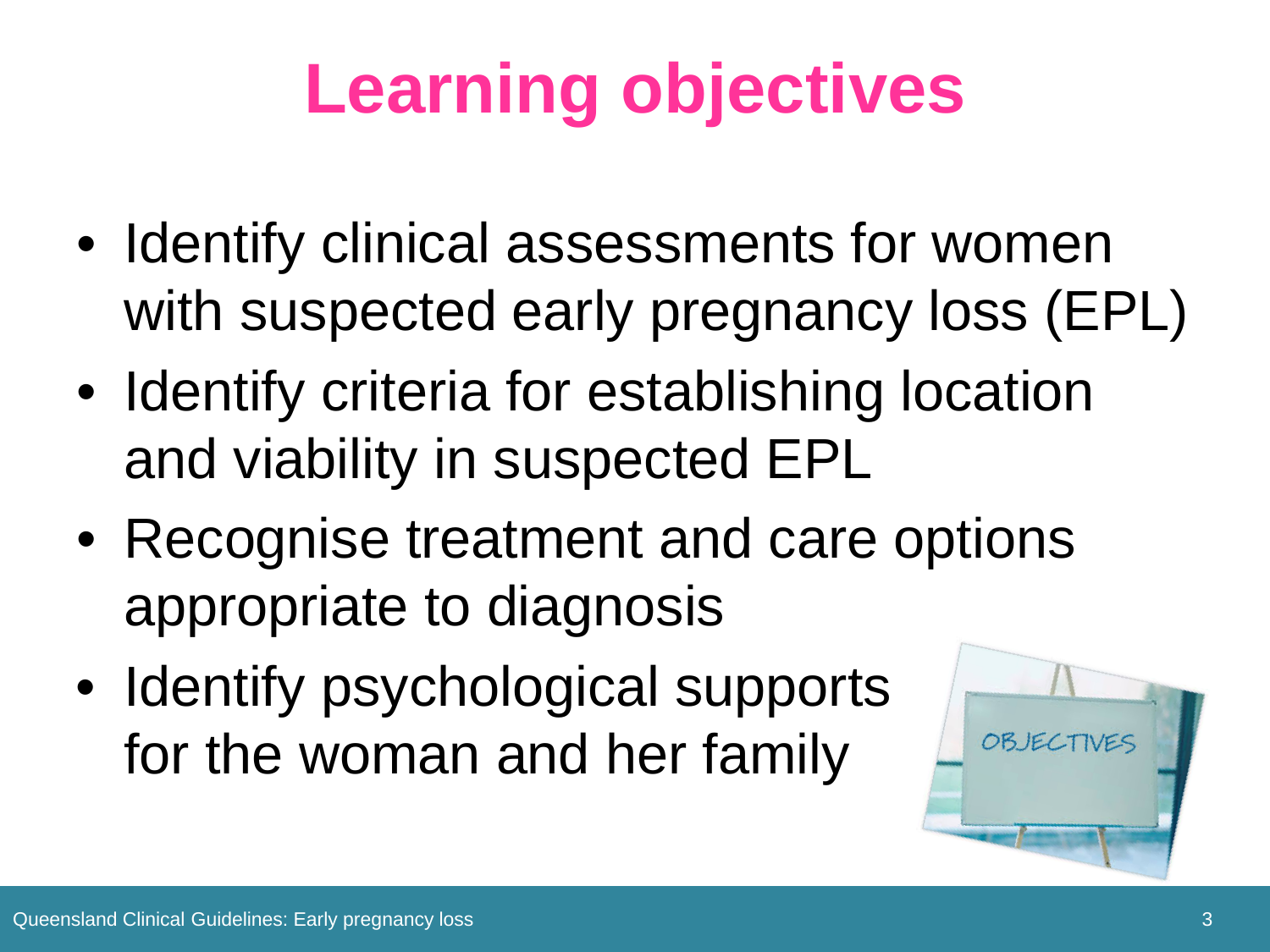# Learning objectives

- Identify clinical assessments for women with suspected early pregnancy loss (EPL)
- Identify criteria for establishing location and viability in suspected EPL
- Recognise treatment and care options appropriate to diagnosis
- Identify psychological supports for the woman and her family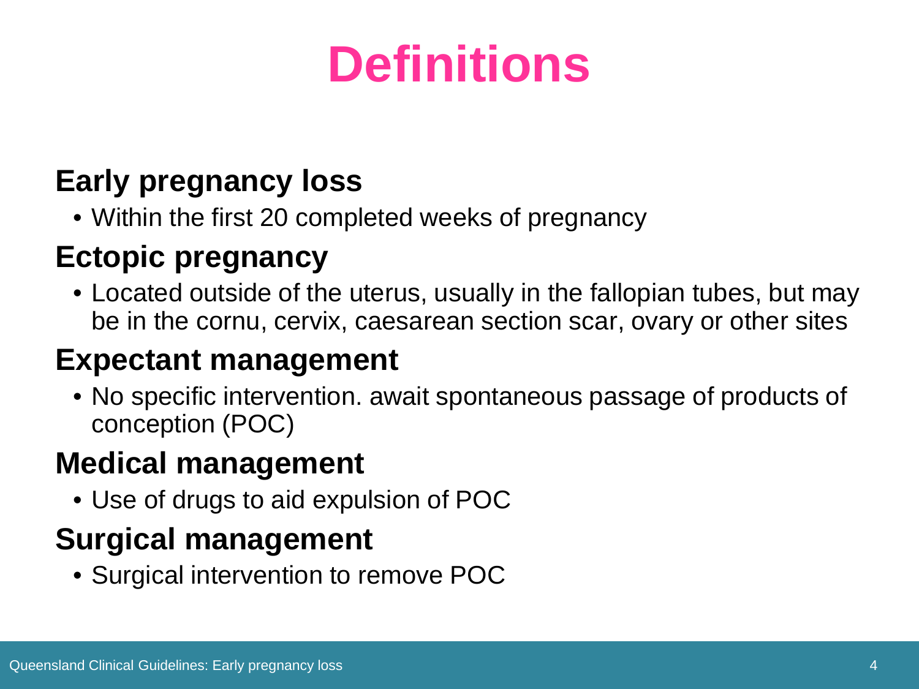# Definitions

## Early pregnancy loss

- Within the first 20 completed weeks of pregnancy

## Ectopic pregnancy

- Located outside of the uterus, usually in the fallopian tubes, but may be in the cornu, cervix, caesarean section scar, ovary or other sites

## Expectant management

- No specific intervention. await spontaneous passage of products of conception (POC)

## Medical management

- Use of drugs to aid expulsion of POC

## Surgical management

- Surgical intervention to remove POC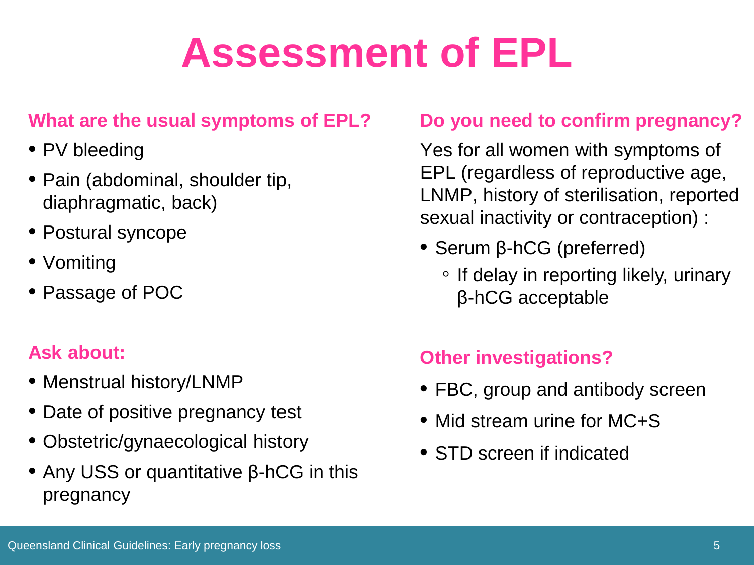# Assessment of EPL

## What are the usual symptoms of EPL?

- PV bleeding
- Pain (abdominal, shoulder tip, diaphragmatic, back)
- Postural syncope
- Vomiting
- Passage of POC

## Ask about:

- Menstrual history/LNMP
- Date of positive pregnancy test
- Obstetric/gynaecological history
- Any USS or quantitative β-hCG in this pregnancy

## Do you need to confirm pregnancy?

Yes for all women with symptoms of EPL (regardless of reproductive age, LNMP, history of sterilisation, reported sexual inactivity or contraception) :

- Serum β-hCG (preferred)
  - If delay in reporting likely, urinary β-hCG acceptable

## Other investigations?

- FBC, group and antibody screen
- Mid stream urine for MC+S
- STD screen if indicated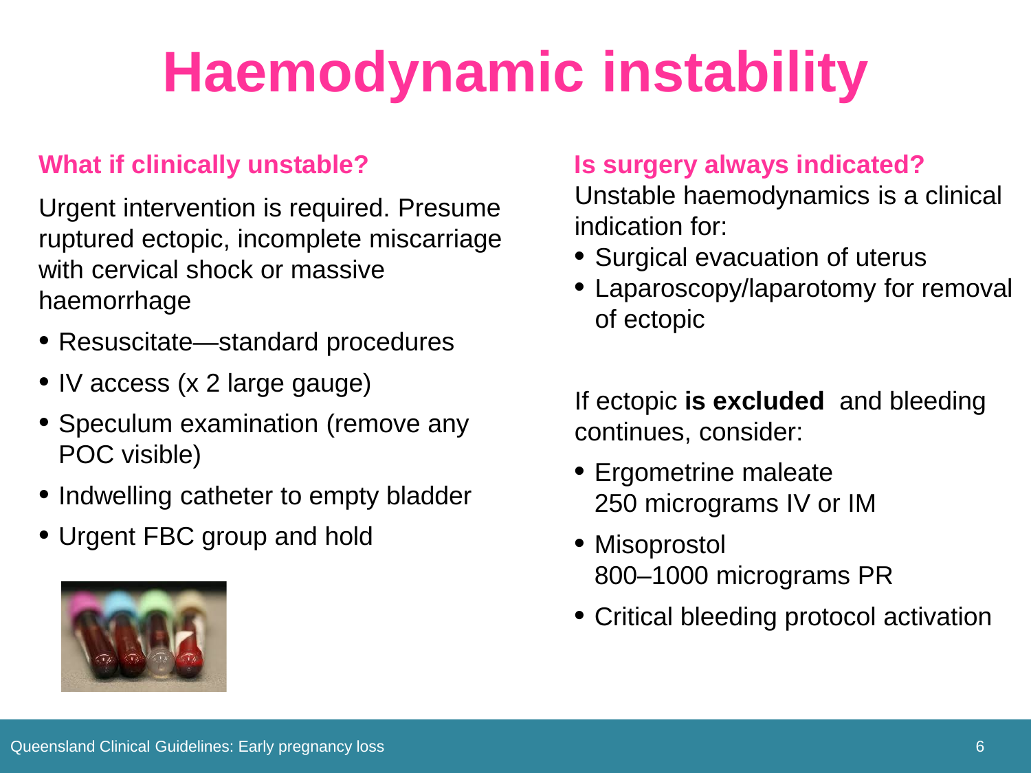# Haemodynamic instability

## What if clinically unstable?

Urgent intervention is required. Presume ruptured ectopic, incomplete miscarriage with cervical shock or massive haemorrhage

- Resuscitate—standard procedures
- IV access (x 2 large gauge)
- Speculum examination (remove any POC visible)
- Indwelling catheter to empty bladder
- Urgent FBC group and hold

## Is surgery always indicated?

Unstable haemodynamics is a clinical indication for:

- Surgical evacuation of uterus
- Laparoscopy/laparotomy for removal of ectopic

If ectopic **is excluded** and bleeding continues, consider:

- Ergometrine maleate 250 micrograms IV or IM
- Misoprostol 800–1000 micrograms PR
- Critical bleeding protocol activation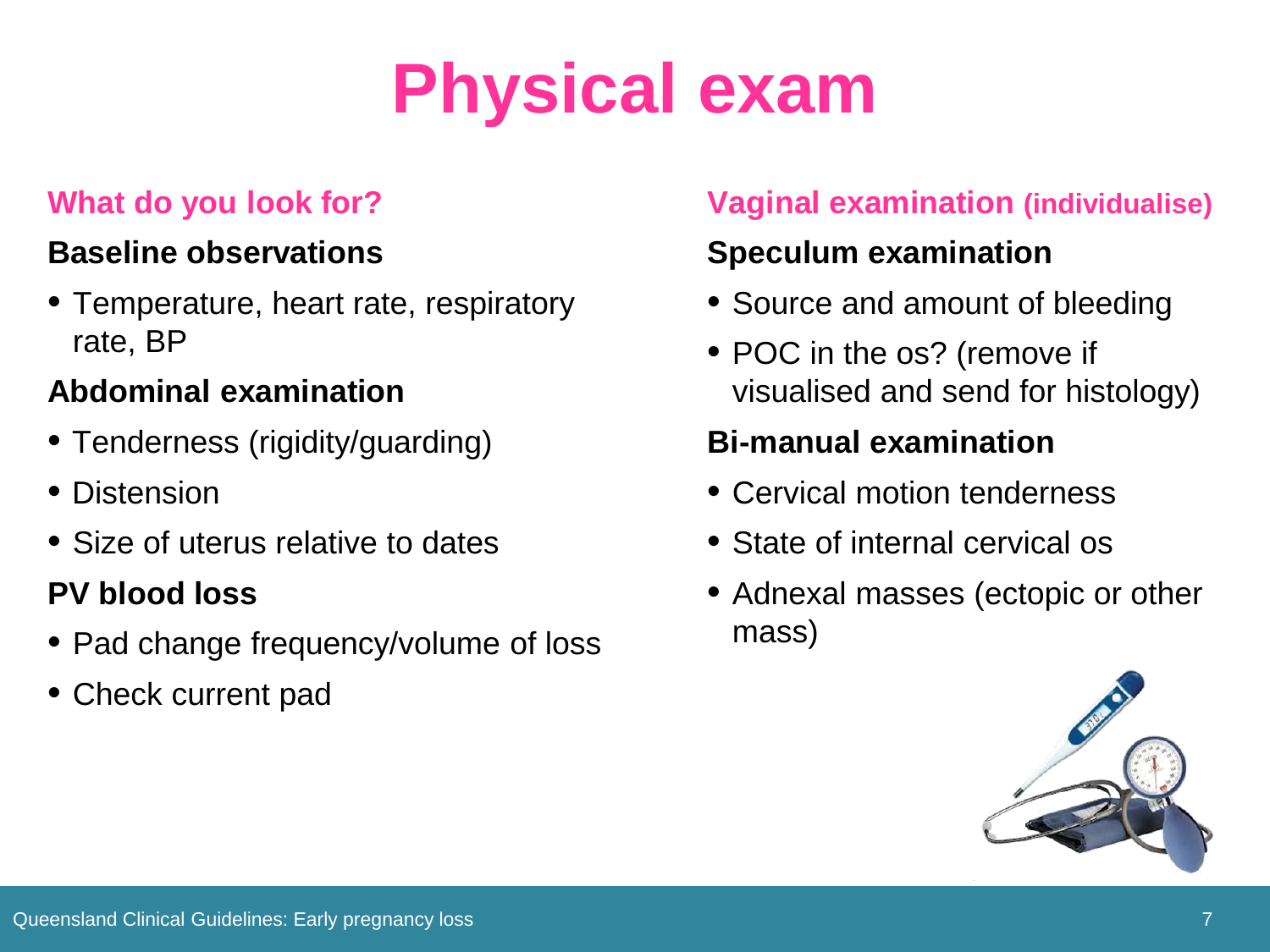# Physical exam

## What do you look for?

**Baseline observations**

- Temperature, heart rate, respiratory rate, BP

**Abdominal examination**

- Tenderness (rigidity/guarding)
- Distension
- Size of uterus relative to dates

**PV blood loss**

- Pad change frequency/volume of loss
- Check current pad

## Vaginal examination (individualise)

**Speculum examination**

- Source and amount of bleeding
- POC in the os? (remove if visualised and send for histology)

**Bi-manual examination**

- Cervical motion tenderness
- State of internal cervical os
- Adnexal masses (ectopic or other mass)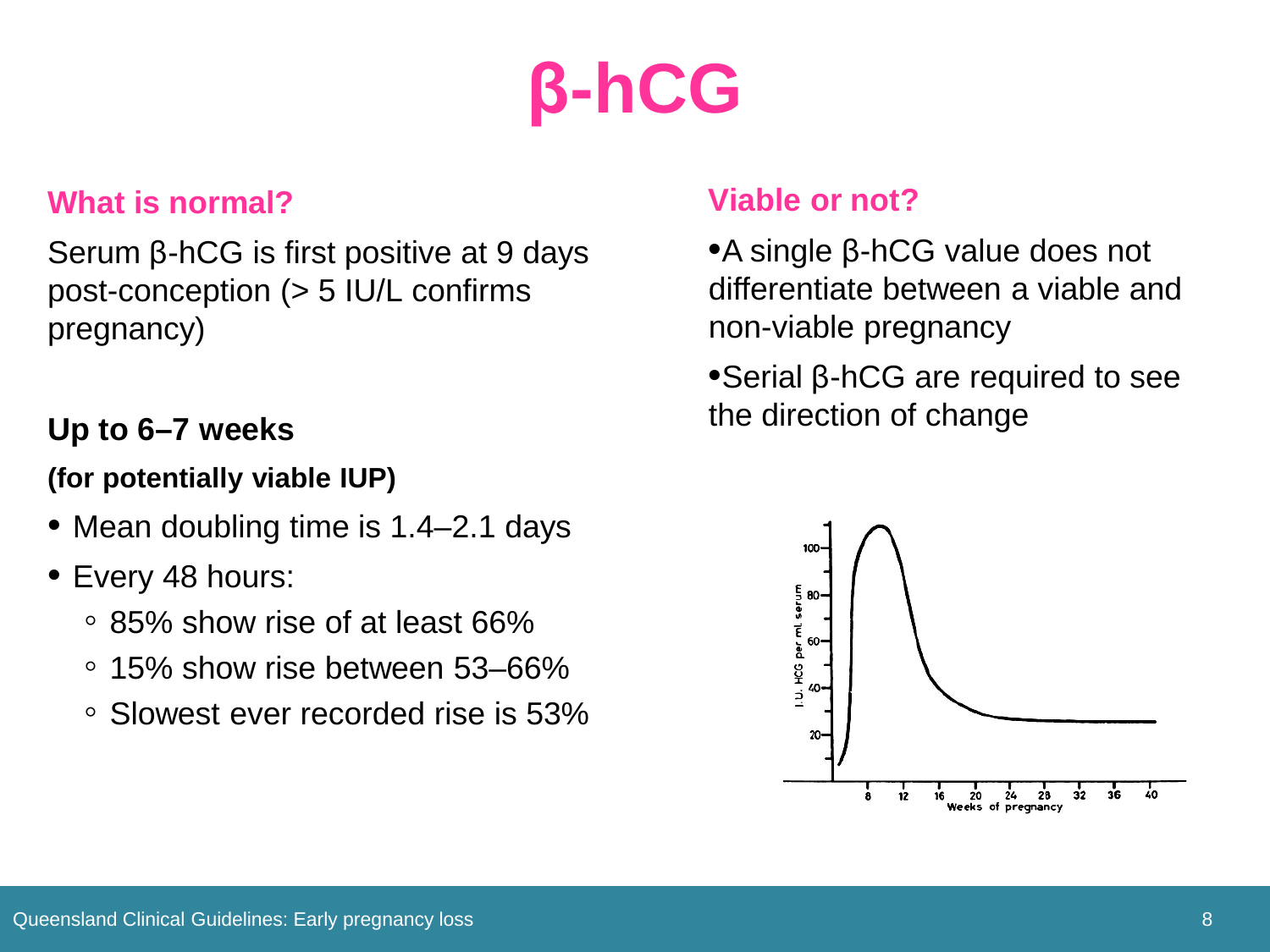# β-hCG

## What is normal?

Serum β-hCG is first positive at 9 days post-conception (> 5 IU/L confirms pregnancy)

**Up to 6–7 weeks**

**(for potentially viable IUP)**

- Mean doubling time is 1.4–2.1 days
- Every 48 hours:
  - 85% show rise of at least 66%
  - 15% show rise between 53–66%
  - Slowest ever recorded rise is 53%

## Viable or not?

- A single β-hCG value does not differentiate between a viable and non-viable pregnancy
- Serial β-hCG are required to see the direction of change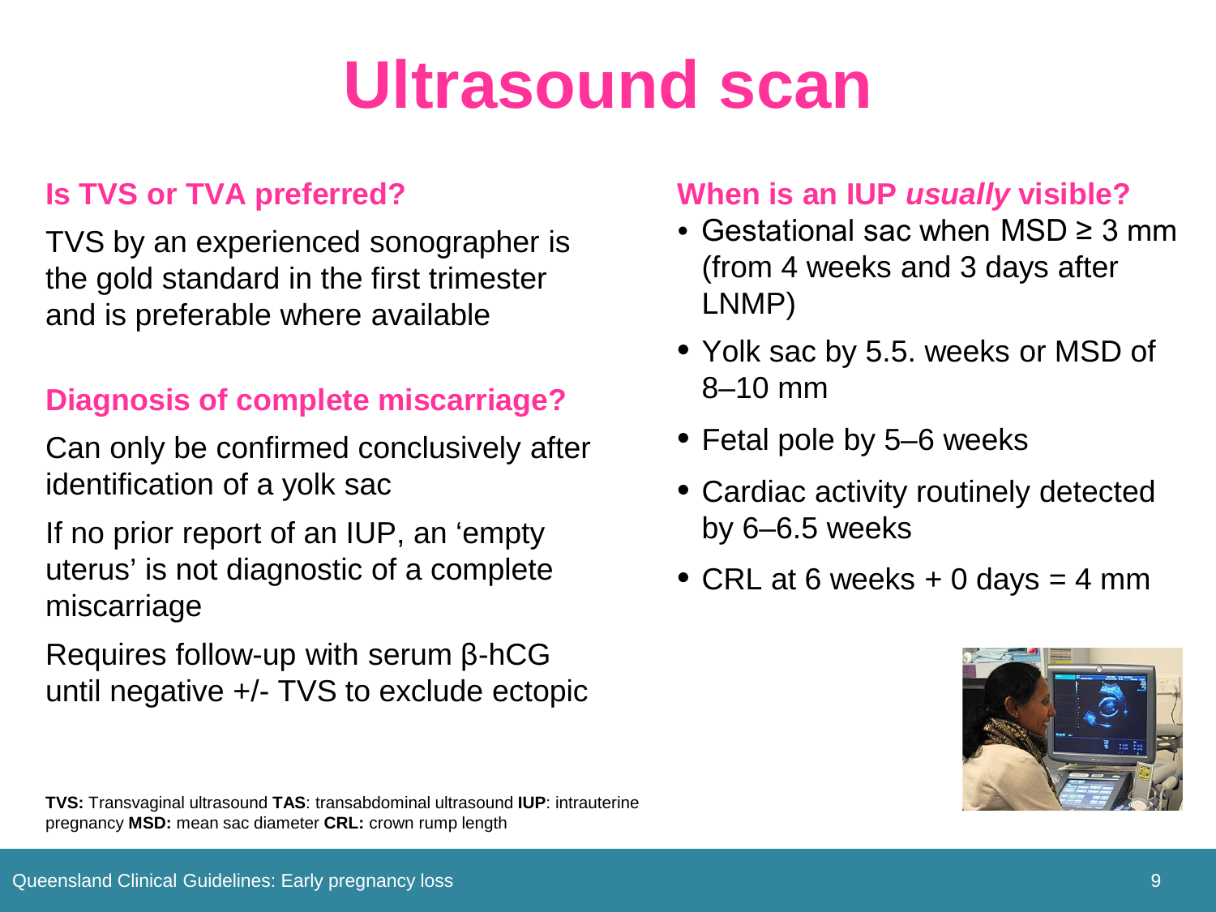# Ultrasound scan

### Is TVS or TVA preferred?

TVS by an experienced sonographer is the gold standard in the first trimester and is preferable where available

### Diagnosis of complete miscarriage?

Can only be confirmed conclusively after identification of a yolk sac

If no prior report of an IUP, an 'empty uterus' is not diagnostic of a complete miscarriage

Requires follow-up with serum β-hCG until negative +/- TVS to exclude ectopic

### When is an IUP *usually* visible?

- Gestational sac when MSD ≥ 3 mm (from 4 weeks and 3 days after LNMP)
- Yolk sac by 5.5. weeks or MSD of 8–10 mm
- Fetal pole by 5–6 weeks
- Cardiac activity routinely detected by 6–6.5 weeks
- CRL at 6 weeks + 0 days = 4 mm

**TVS:** Transvaginal ultrasound **TAS**: transabdominal ultrasound **IUP**: intrauterine pregnancy **MSD:** mean sac diameter **CRL:** crown rump length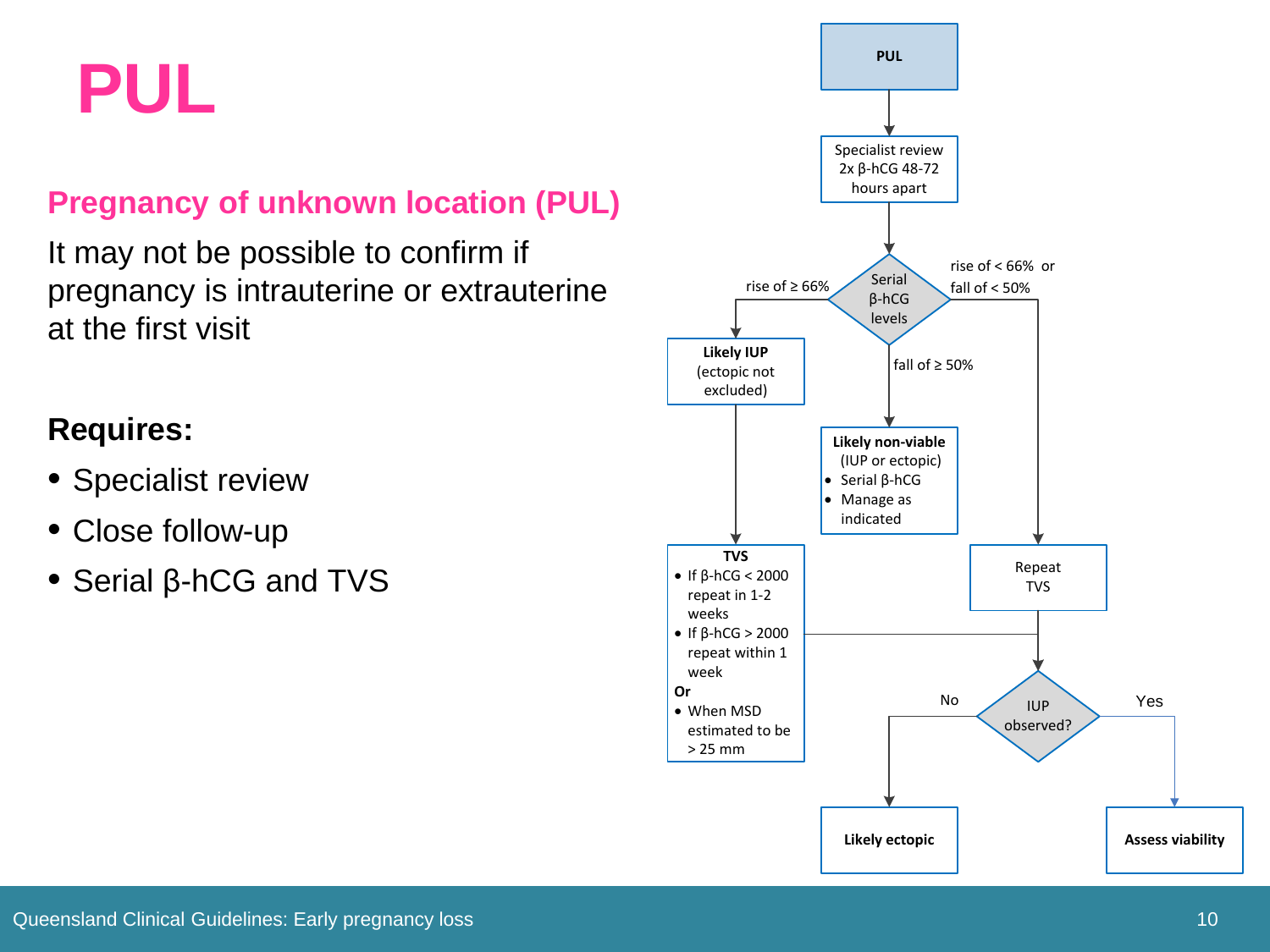# PUL

## Pregnancy of unknown location (PUL)

It may not be possible to confirm if pregnancy is intrauterine or extrauterine at the first visit

**Requires:**

- Specialist review
- Close follow-up
- Serial β-hCG and TVS

**PUL**

↓

Specialist review 2x β-hCG 48-72 hours apart

↓

**Serial β-hCG levels**

- rise of ≥ 66% → **Likely IUP** (ectopic not excluded) → **TVS**
  - If β-hCG < 2000 repeat in 1-2 weeks
  - If β-hCG > 2000 repeat within 1 week
  - **Or**
  - When MSD estimated to be > 25 mm
  - → IUP observed?
- fall of ≥ 50% → **Likely non-viable** (IUP or ectopic)
  - Serial β-hCG
  - Manage as indicated
- rise of < 66% or fall of < 50% → Repeat TVS → IUP observed?

**IUP observed?**

- No → **Likely ectopic**
- Yes → **Assess viability**

Queensland Clinical Guidelines: Early pregnancy loss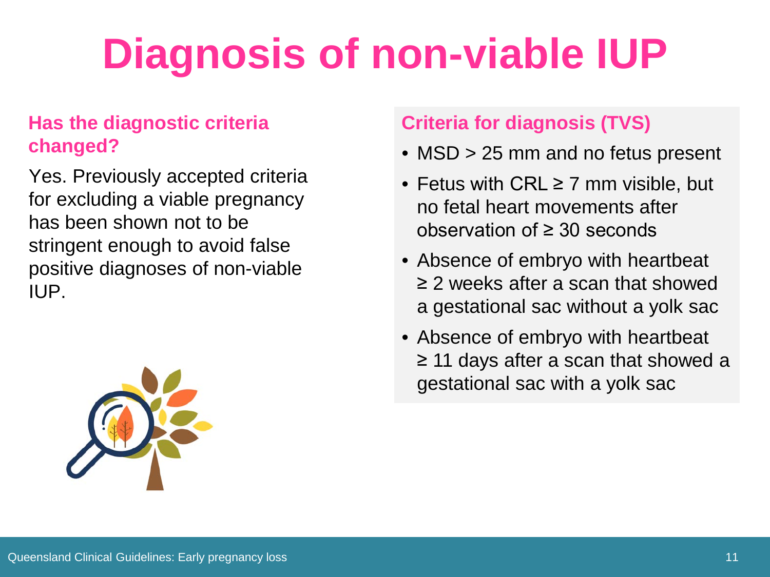# Diagnosis of non-viable IUP

### Has the diagnostic criteria changed?

Yes. Previously accepted criteria for excluding a viable pregnancy has been shown not to be stringent enough to avoid false positive diagnoses of non-viable IUP.

### Criteria for diagnosis (TVS)

- MSD > 25 mm and no fetus present
- Fetus with CRL ≥ 7 mm visible, but no fetal heart movements after observation of ≥ 30 seconds
- Absence of embryo with heartbeat ≥ 2 weeks after a scan that showed a gestational sac without a yolk sac
- Absence of embryo with heartbeat ≥ 11 days after a scan that showed a gestational sac with a yolk sac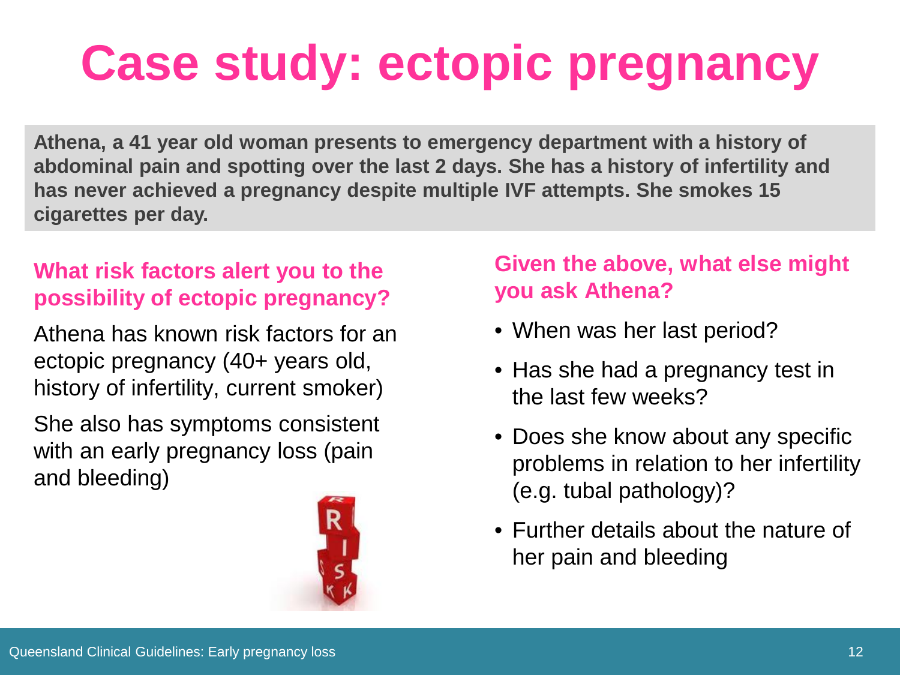# Case study: ectopic pregnancy

**Athena, a 41 year old woman presents to emergency department with a history of abdominal pain and spotting over the last 2 days. She has a history of infertility and has never achieved a pregnancy despite multiple IVF attempts. She smokes 15 cigarettes per day.**

### What risk factors alert you to the possibility of ectopic pregnancy?

Athena has known risk factors for an ectopic pregnancy (40+ years old, history of infertility, current smoker)

She also has symptoms consistent with an early pregnancy loss (pain and bleeding)

### Given the above, what else might you ask Athena?

- When was her last period?
- Has she had a pregnancy test in the last few weeks?
- Does she know about any specific problems in relation to her infertility (e.g. tubal pathology)?
- Further details about the nature of her pain and bleeding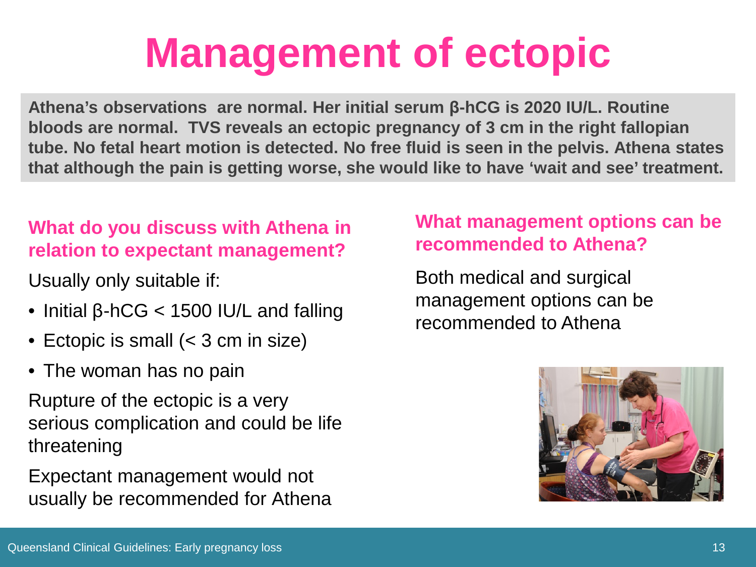# Management of ectopic

**Athena's observations are normal. Her initial serum β-hCG is 2020 IU/L. Routine bloods are normal. TVS reveals an ectopic pregnancy of 3 cm in the right fallopian tube. No fetal heart motion is detected. No free fluid is seen in the pelvis. Athena states that although the pain is getting worse, she would like to have 'wait and see' treatment.**

## What do you discuss with Athena in relation to expectant management?

Usually only suitable if:

- Initial β-hCG < 1500 IU/L and falling
- Ectopic is small (< 3 cm in size)
- The woman has no pain

Rupture of the ectopic is a very serious complication and could be life threatening

Expectant management would not usually be recommended for Athena

## What management options can be recommended to Athena?

Both medical and surgical management options can be recommended to Athena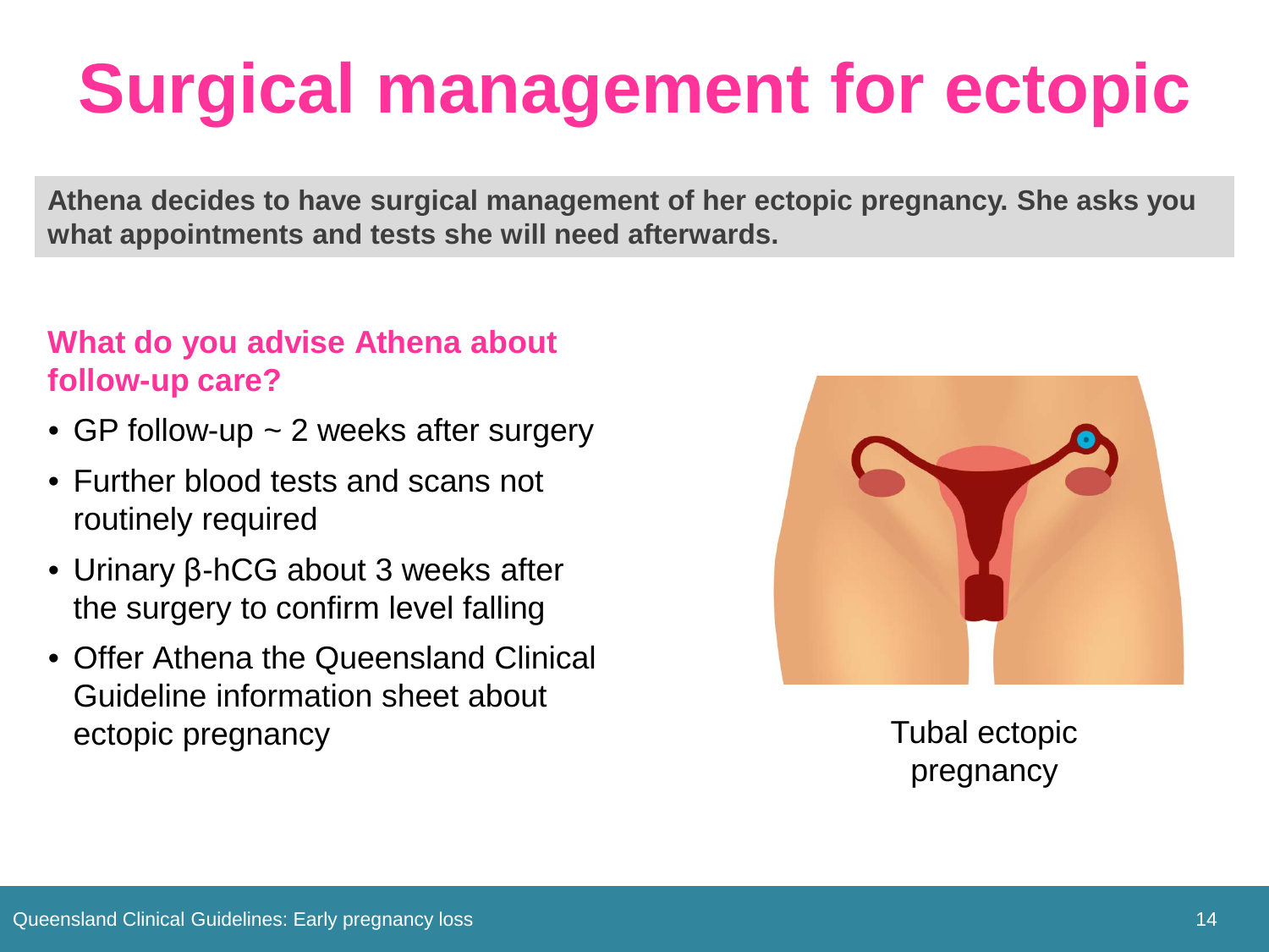# Surgical management for ectopic

**Athena decides to have surgical management of her ectopic pregnancy. She asks you what appointments and tests she will need afterwards.**

## What do you advise Athena about follow-up care?

- GP follow-up ~ 2 weeks after surgery
- Further blood tests and scans not routinely required
- Urinary β-hCG about 3 weeks after the surgery to confirm level falling
- Offer Athena the Queensland Clinical Guideline information sheet about ectopic pregnancy

Tubal ectopic pregnancy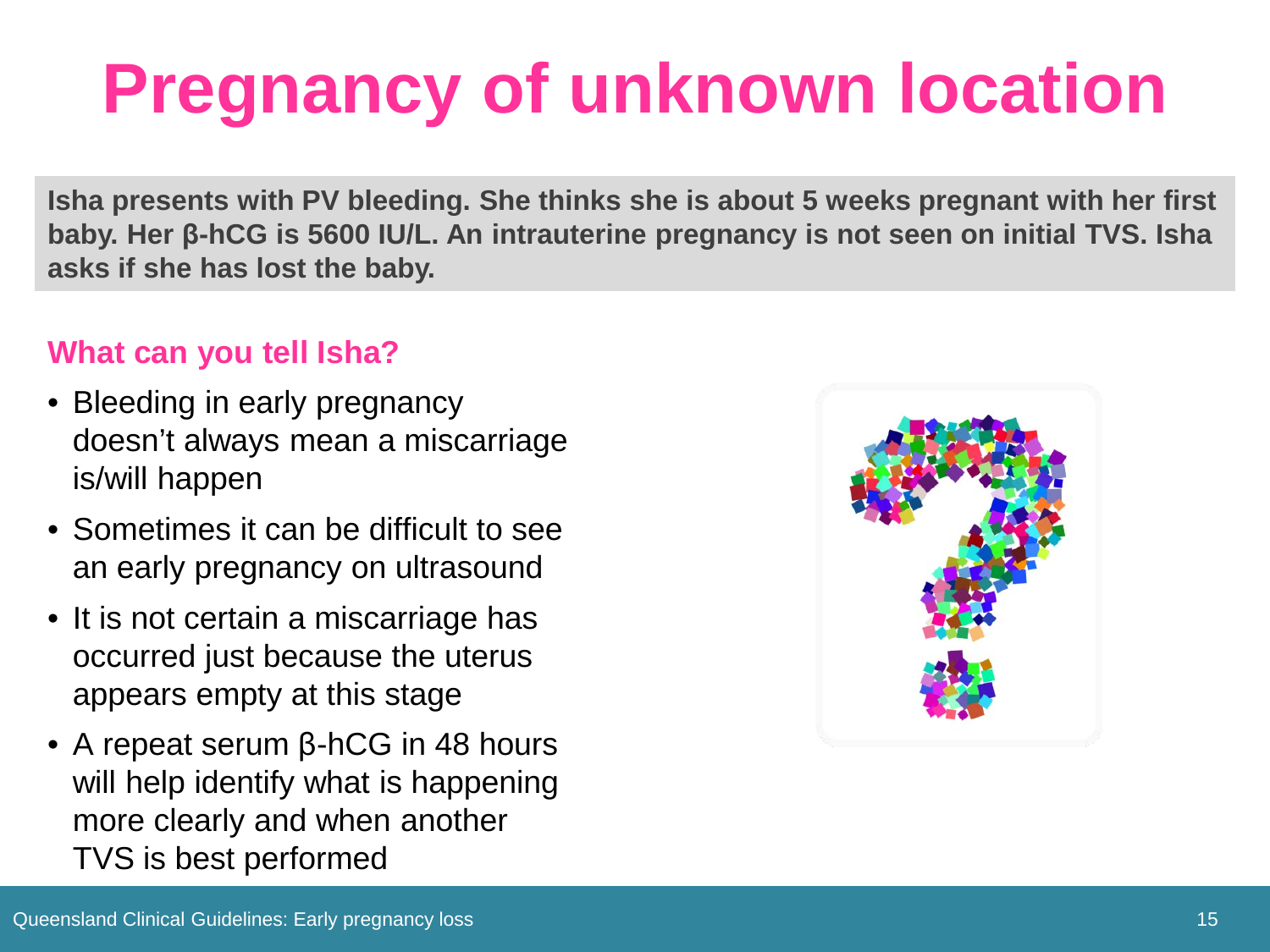# Pregnancy of unknown location

**Isha presents with PV bleeding. She thinks she is about 5 weeks pregnant with her first baby. Her β-hCG is 5600 IU/L. An intrauterine pregnancy is not seen on initial TVS. Isha asks if she has lost the baby.**

### What can you tell Isha?

- Bleeding in early pregnancy doesn't always mean a miscarriage is/will happen
- Sometimes it can be difficult to see an early pregnancy on ultrasound
- It is not certain a miscarriage has occurred just because the uterus appears empty at this stage
- A repeat serum β-hCG in 48 hours will help identify what is happening more clearly and when another TVS is best performed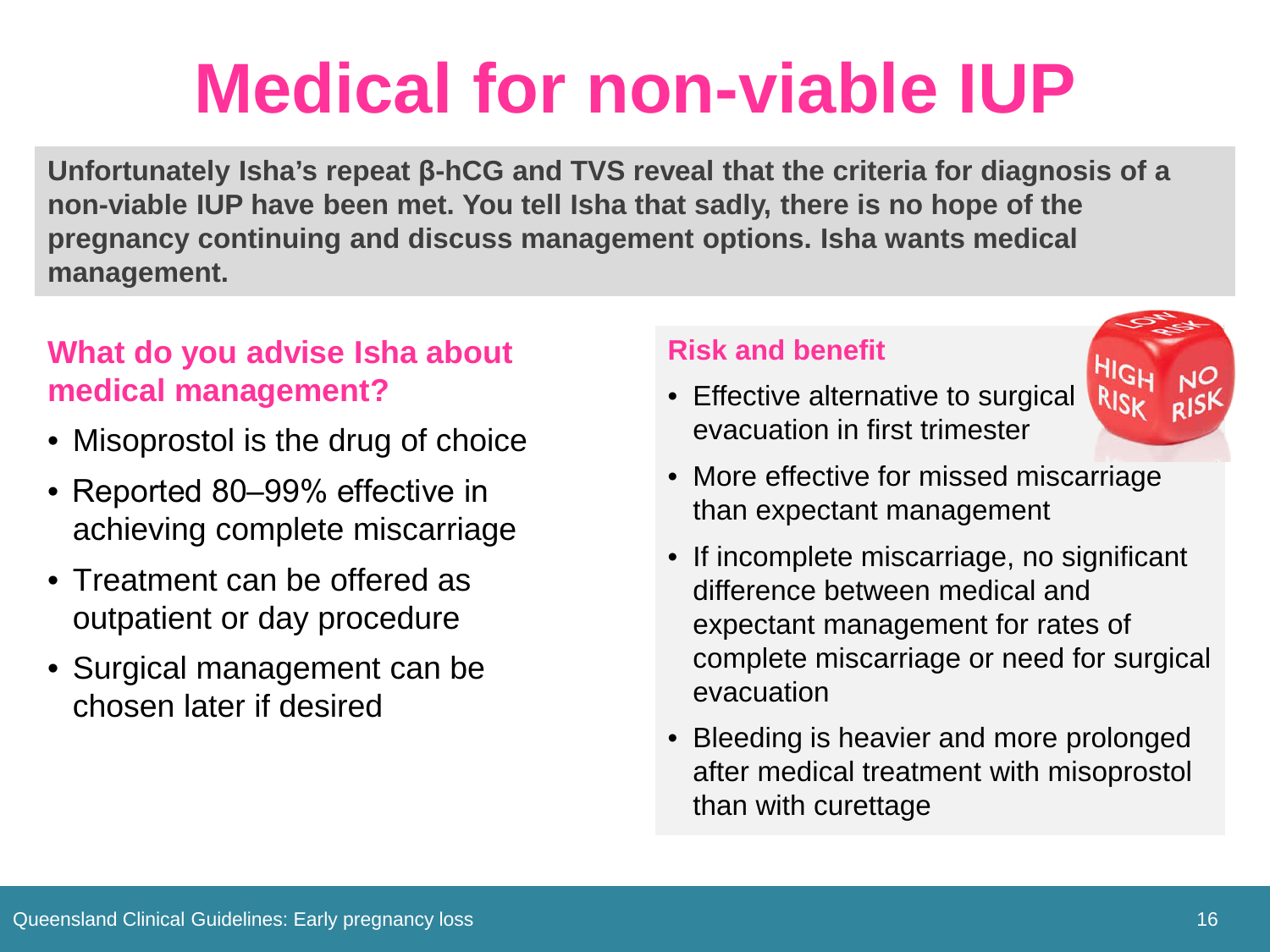# Medical for non-viable IUP

**Unfortunately Isha's repeat β-hCG and TVS reveal that the criteria for diagnosis of a non-viable IUP have been met. You tell Isha that sadly, there is no hope of the pregnancy continuing and discuss management options. Isha wants medical management.**

## What do you advise Isha about medical management?

- Misoprostol is the drug of choice
- Reported 80–99% effective in achieving complete miscarriage
- Treatment can be offered as outpatient or day procedure
- Surgical management can be chosen later if desired

## Risk and benefit

- Effective alternative to surgical evacuation in first trimester
- More effective for missed miscarriage than expectant management
- If incomplete miscarriage, no significant difference between medical and expectant management for rates of complete miscarriage or need for surgical evacuation
- Bleeding is heavier and more prolonged after medical treatment with misoprostol than with curettage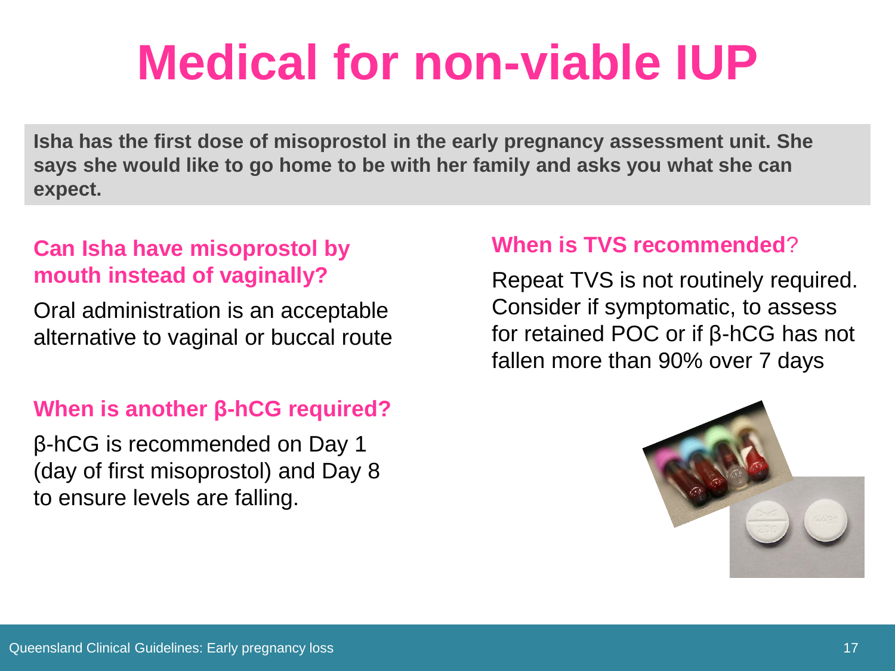# Medical for non-viable IUP

**Isha has the first dose of misoprostol in the early pregnancy assessment unit. She says she would like to go home to be with her family and asks you what she can expect.**

### Can Isha have misoprostol by mouth instead of vaginally?

Oral administration is an acceptable alternative to vaginal or buccal route

### When is another β-hCG required?

β-hCG is recommended on Day 1 (day of first misoprostol) and Day 8 to ensure levels are falling.

### When is TVS recommended?

Repeat TVS is not routinely required. Consider if symptomatic, to assess for retained POC or if β-hCG has not fallen more than 90% over 7 days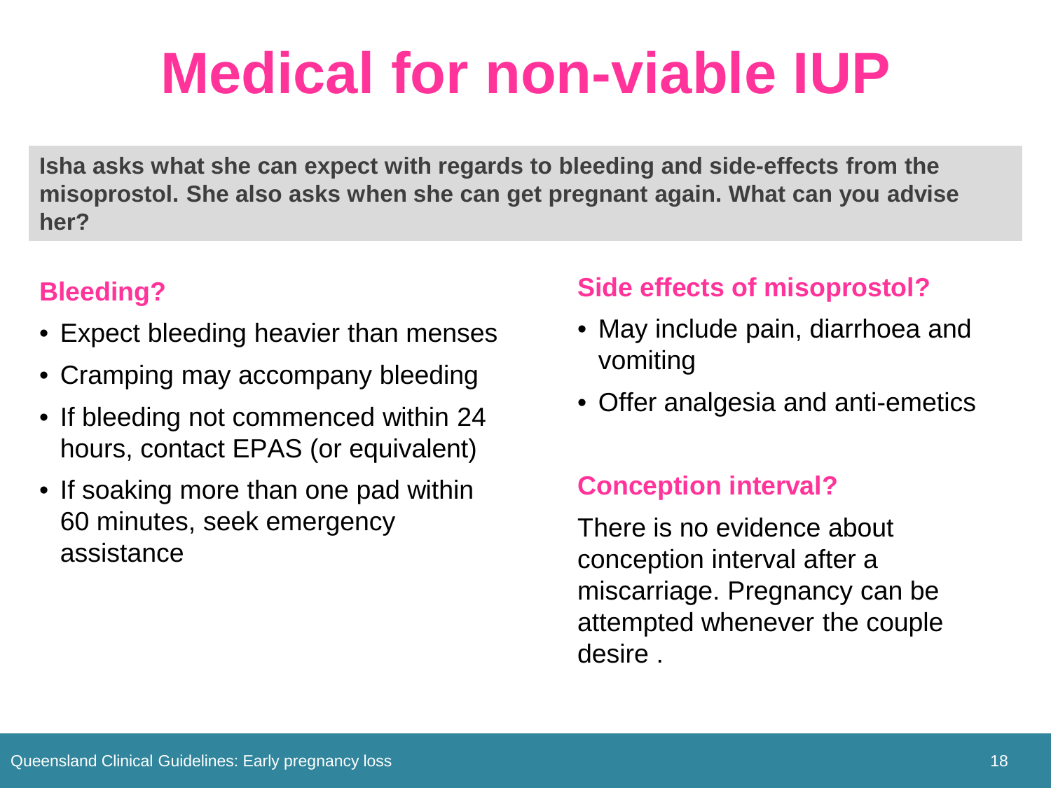# Medical for non-viable IUP

**Isha asks what she can expect with regards to bleeding and side-effects from the misoprostol. She also asks when she can get pregnant again. What can you advise her?**

### Bleeding?

- Expect bleeding heavier than menses
- Cramping may accompany bleeding
- If bleeding not commenced within 24 hours, contact EPAS (or equivalent)
- If soaking more than one pad within 60 minutes, seek emergency assistance

### Side effects of misoprostol?

- May include pain, diarrhoea and vomiting
- Offer analgesia and anti-emetics

### Conception interval?

There is no evidence about conception interval after a miscarriage. Pregnancy can be attempted whenever the couple desire .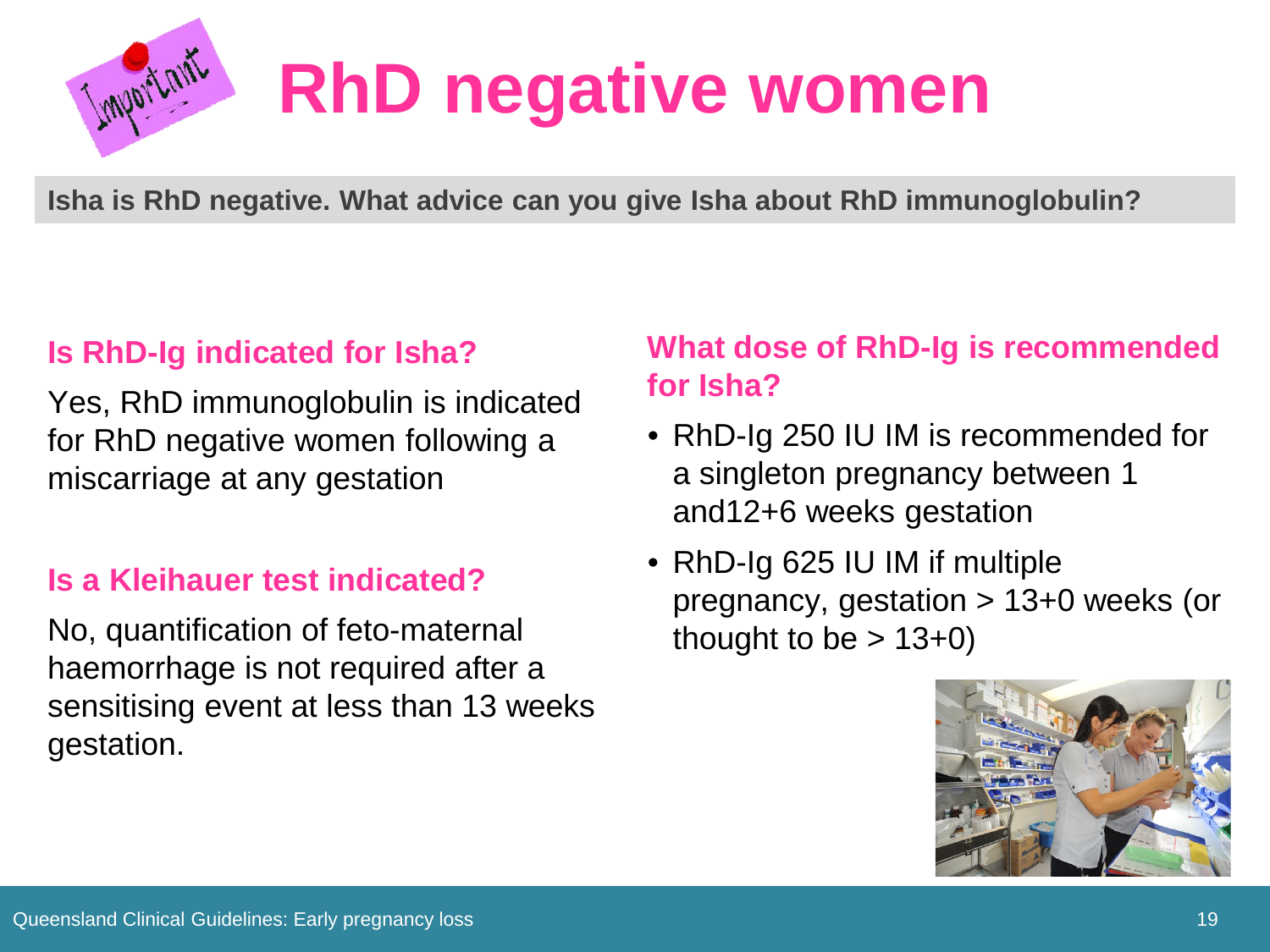# RhD negative women

**Isha is RhD negative. What advice can you give Isha about RhD immunoglobulin?**

### Is RhD-Ig indicated for Isha?

Yes, RhD immunoglobulin is indicated for RhD negative women following a miscarriage at any gestation

### Is a Kleihauer test indicated?

No, quantification of feto-maternal haemorrhage is not required after a sensitising event at less than 13 weeks gestation.

### What dose of RhD-Ig is recommended for Isha?

- RhD-Ig 250 IU IM is recommended for a singleton pregnancy between 1 and12+6 weeks gestation
- RhD-Ig 625 IU IM if multiple pregnancy, gestation > 13+0 weeks (or thought to be > 13+0)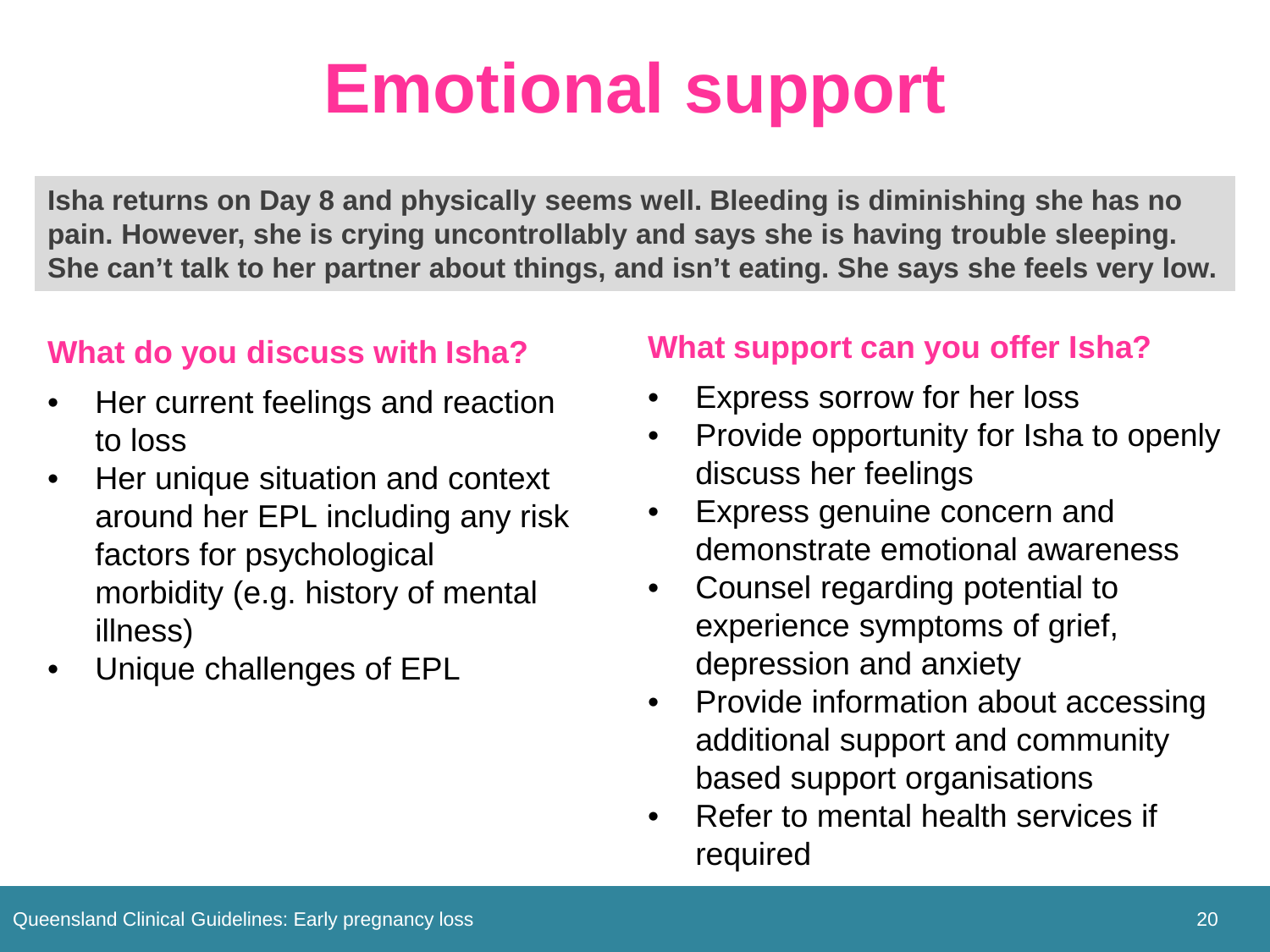# Emotional support

**Isha returns on Day 8 and physically seems well. Bleeding is diminishing she has no pain. However, she is crying uncontrollably and says she is having trouble sleeping. She can't talk to her partner about things, and isn't eating. She says she feels very low.**

## What do you discuss with Isha?

- Her current feelings and reaction to loss
- Her unique situation and context around her EPL including any risk factors for psychological morbidity (e.g. history of mental illness)
- Unique challenges of EPL

## What support can you offer Isha?

- Express sorrow for her loss
- Provide opportunity for Isha to openly discuss her feelings
- Express genuine concern and demonstrate emotional awareness
- Counsel regarding potential to experience symptoms of grief, depression and anxiety
- Provide information about accessing additional support and community based support organisations
- Refer to mental health services if required